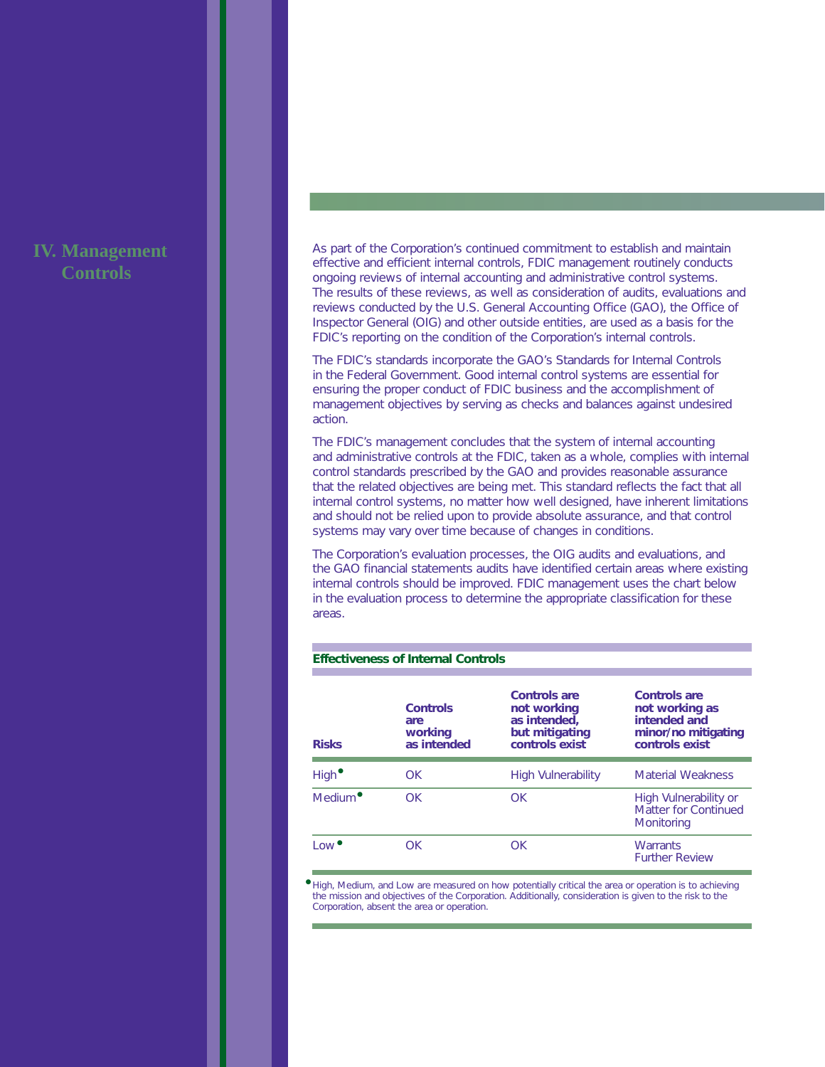# IV. Management Controls

As part of the Corporation's continued commitment to establish and maintain effective and efficient internal controls, FDIC management routinely conducts ongoing reviews of internal accounting and administrative control systems. The results of these reviews, as well as consideration of audits, evaluations and reviews conducted by the U.S. General Accounting Office (GAO), the Office of Inspector General (OIG) and other outside entities, are used as a basis for the FDIC's reporting on the condition of the Corporation's internal controls.

The FDIC's standards incorporate the GAO's Standards for Internal Controls in the Federal Government. Good internal control systems are essential for ensuring the proper conduct of FDIC business and the accomplishment of management objectives by serving as checks and balances against undesired action.

The FDIC's management concludes that the system of internal accounting and administrative controls at the FDIC, taken as a whole, complies with internal control standards prescribed by the GAO and provides reasonable assurance that the related objectives are being met. This standard reflects the fact that all internal control systems, no matter how well designed, have inherent limitations and should not be relied upon to provide absolute assurance, and that control systems may vary over time because of changes in conditions.

The Corporation's evaluation processes, the OIG audits and evaluations, and the GAO financial statements audits have identified certain areas where existing internal controls should be improved. FDIC management uses the chart below in the evaluation process to determine the appropriate classification for these areas.

**Effectiveness of Internal Controls**

| Risks | Controls are working as intended | Controls are not working as intended, but mitigating controls exist | Controls are not working as intended and minor/no mitigating controls exist |
|---|---|---|---|
| High• | OK | High Vulnerability | Material Weakness |
| Medium• | OK | OK | High Vulnerability or Matter for Continued Monitoring |
| Low• | OK | OK | Warrants Further Review |

•High, Medium, and Low are measured on how potentially critical the area or operation is to achieving the mission and objectives of the Corporation. Additionally, consideration is given to the risk to the Corporation, absent the area or operation.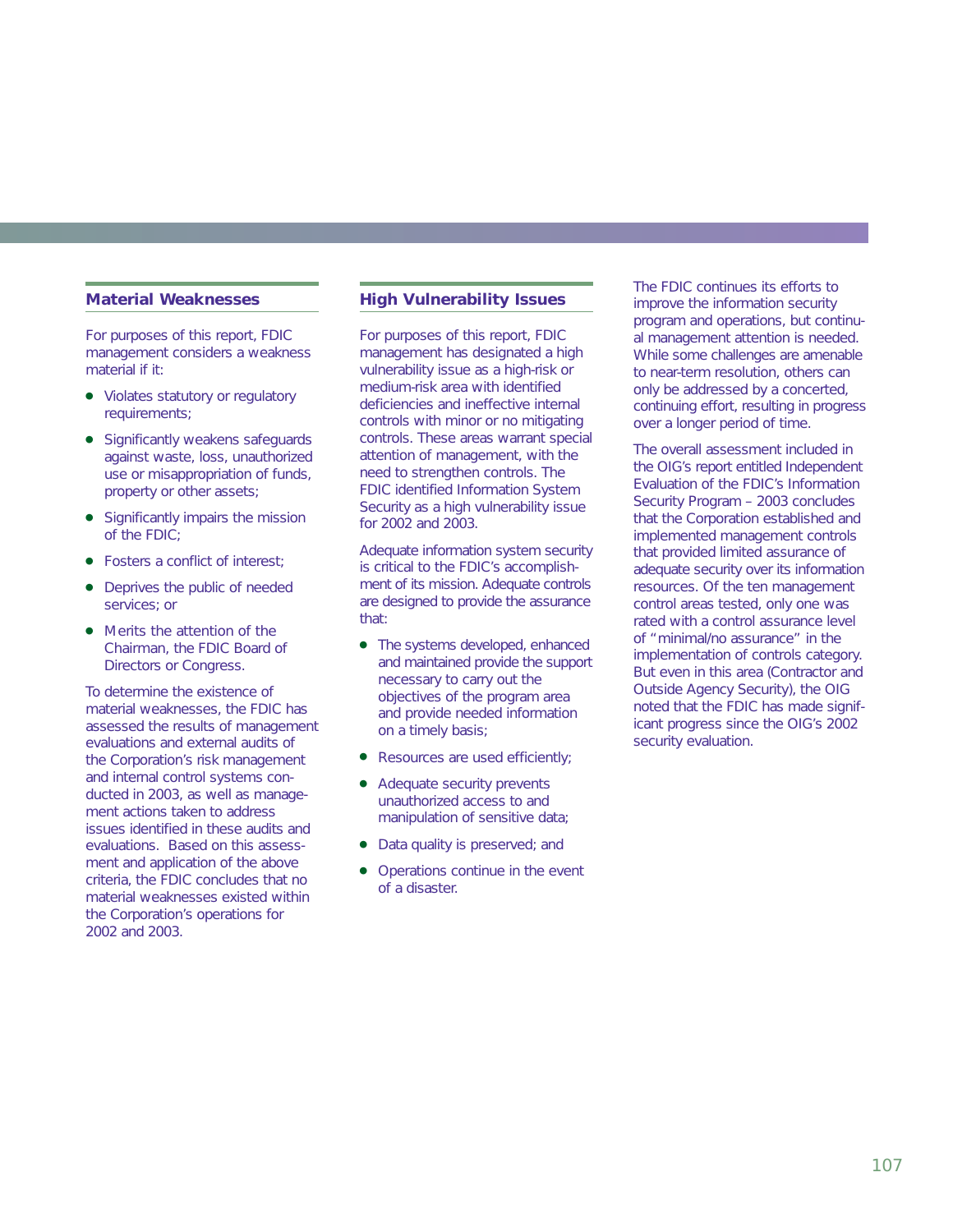## Material Weaknesses

For purposes of this report, FDIC management considers a weakness material if it:

- Violates statutory or regulatory requirements;
- Significantly weakens safeguards against waste, loss, unauthorized use or misappropriation of funds, property or other assets;
- Significantly impairs the mission of the FDIC;
- Fosters a conflict of interest;
- Deprives the public of needed services; or
- Merits the attention of the Chairman, the FDIC Board of Directors or Congress.

To determine the existence of material weaknesses, the FDIC has assessed the results of management evaluations and external audits of the Corporation's risk management and internal control systems conducted in 2003, as well as management actions taken to address issues identified in these audits and evaluations. Based on this assessment and application of the above criteria, the FDIC concludes that no material weaknesses existed within the Corporation's operations for 2002 and 2003.

## High Vulnerability Issues

For purposes of this report, FDIC management has designated a high vulnerability issue as a high-risk or medium-risk area with identified deficiencies and ineffective internal controls with minor or no mitigating controls. These areas warrant special attention of management, with the need to strengthen controls. The FDIC identified Information System Security as a high vulnerability issue for 2002 and 2003.

Adequate information system security is critical to the FDIC's accomplishment of its mission. Adequate controls are designed to provide the assurance that:

- The systems developed, enhanced and maintained provide the support necessary to carry out the objectives of the program area and provide needed information on a timely basis;
- Resources are used efficiently;
- Adequate security prevents unauthorized access to and manipulation of sensitive data;
- Data quality is preserved; and
- Operations continue in the event of a disaster.

The FDIC continues its efforts to improve the information security program and operations, but continual management attention is needed. While some challenges are amenable to near-term resolution, others can only be addressed by a concerted, continuing effort, resulting in progress over a longer period of time.

The overall assessment included in the OIG's report entitled Independent Evaluation of the FDIC's Information Security Program – 2003 concludes that the Corporation established and implemented management controls that provided limited assurance of adequate security over its information resources. Of the ten management control areas tested, only one was rated with a control assurance level of "minimal/no assurance" in the implementation of controls category. But even in this area (Contractor and Outside Agency Security), the OIG noted that the FDIC has made significant progress since the OIG's 2002 security evaluation.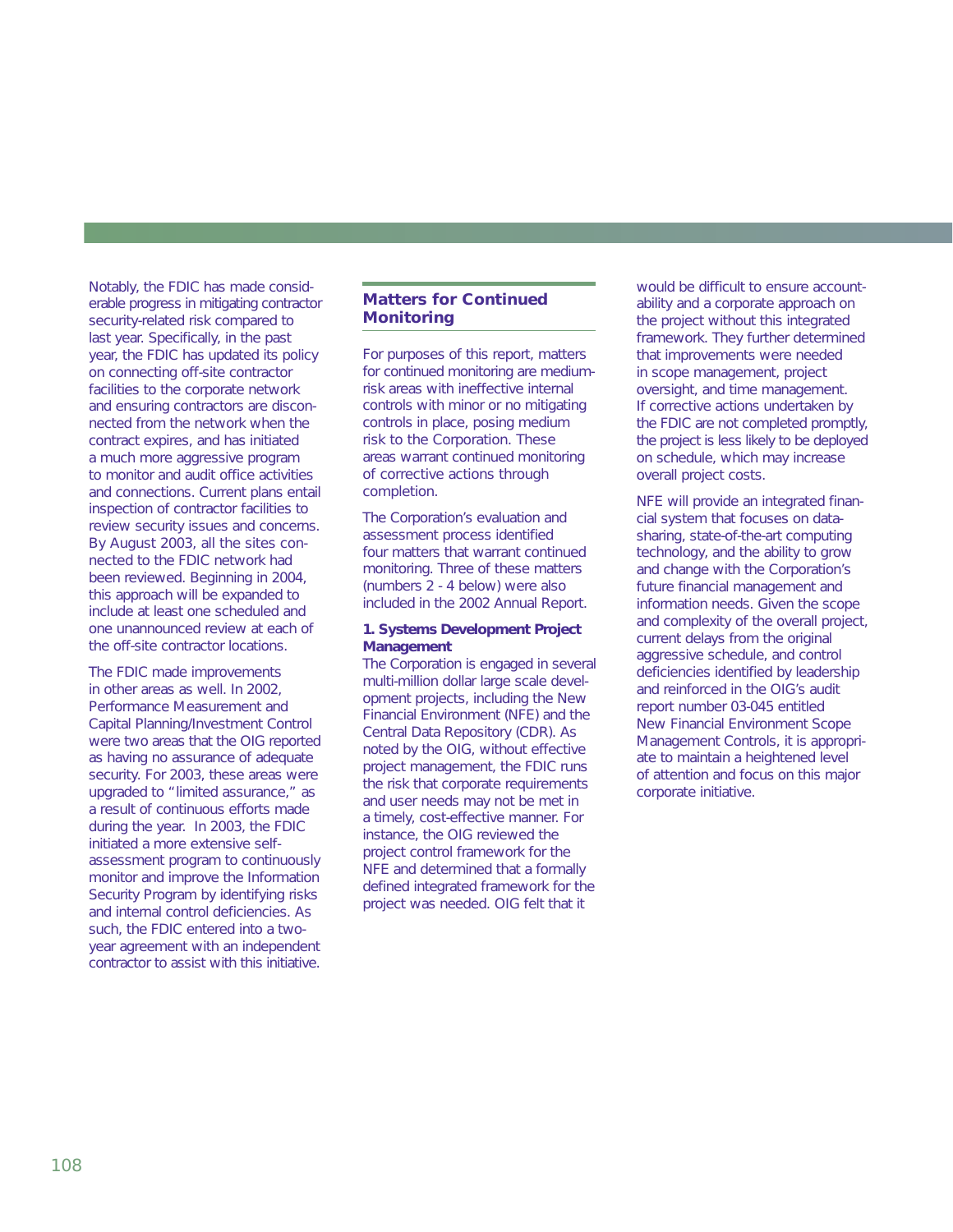Notably, the FDIC has made considerable progress in mitigating contractor security-related risk compared to last year. Specifically, in the past year, the FDIC has updated its policy on connecting off-site contractor facilities to the corporate network and ensuring contractors are disconnected from the network when the contract expires, and has initiated a much more aggressive program to monitor and audit office activities and connections. Current plans entail inspection of contractor facilities to review security issues and concerns. By August 2003, all the sites connected to the FDIC network had been reviewed. Beginning in 2004, this approach will be expanded to include at least one scheduled and one unannounced review at each of the off-site contractor locations.

The FDIC made improvements in other areas as well. In 2002, Performance Measurement and Capital Planning/Investment Control were two areas that the OIG reported as having no assurance of adequate security. For 2003, these areas were upgraded to "limited assurance," as a result of continuous efforts made during the year. In 2003, the FDIC initiated a more extensive self-assessment program to continuously monitor and improve the Information Security Program by identifying risks and internal control deficiencies. As such, the FDIC entered into a two-year agreement with an independent contractor to assist with this initiative.

## Matters for Continued Monitoring

For purposes of this report, matters for continued monitoring are medium-risk areas with ineffective internal controls with minor or no mitigating controls in place, posing medium risk to the Corporation. These areas warrant continued monitoring of corrective actions through completion.

The Corporation's evaluation and assessment process identified four matters that warrant continued monitoring. Three of these matters (numbers 2 - 4 below) were also included in the 2002 Annual Report.

**1. Systems Development Project Management**

The Corporation is engaged in several multi-million dollar large scale development projects, including the New Financial Environment (NFE) and the Central Data Repository (CDR). As noted by the OIG, without effective project management, the FDIC runs the risk that corporate requirements and user needs may not be met in a timely, cost-effective manner. For instance, the OIG reviewed the project control framework for the NFE and determined that a formally defined integrated framework for the project was needed. OIG felt that it would be difficult to ensure accountability and a corporate approach on the project without this integrated framework. They further determined that improvements were needed in scope management, project oversight, and time management. If corrective actions undertaken by the FDIC are not completed promptly, the project is less likely to be deployed on schedule, which may increase overall project costs.

NFE will provide an integrated financial system that focuses on data-sharing, state-of-the-art computing technology, and the ability to grow and change with the Corporation's future financial management and information needs. Given the scope and complexity of the overall project, current delays from the original aggressive schedule, and control deficiencies identified by leadership and reinforced in the OIG's audit report number 03-045 entitled New Financial Environment Scope Management Controls, it is appropriate to maintain a heightened level of attention and focus on this major corporate initiative.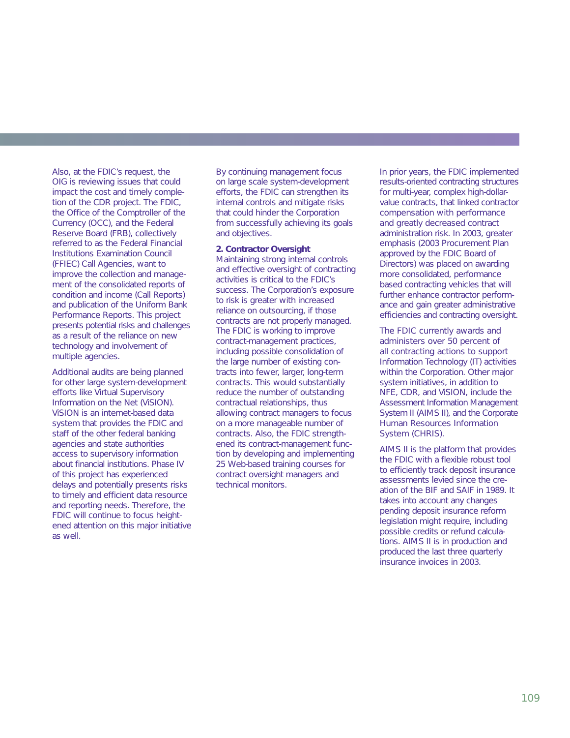Also, at the FDIC's request, the OIG is reviewing issues that could impact the cost and timely completion of the CDR project. The FDIC, the Office of the Comptroller of the Currency (OCC), and the Federal Reserve Board (FRB), collectively referred to as the Federal Financial Institutions Examination Council (FFIEC) Call Agencies, want to improve the collection and management of the consolidated reports of condition and income (Call Reports) and publication of the Uniform Bank Performance Reports. This project presents potential risks and challenges as a result of the reliance on new technology and involvement of multiple agencies.

Additional audits are being planned for other large system-development efforts like Virtual Supervisory Information on the Net (ViSION). ViSION is an internet-based data system that provides the FDIC and staff of the other federal banking agencies and state authorities access to supervisory information about financial institutions. Phase IV of this project has experienced delays and potentially presents risks to timely and efficient data resource and reporting needs. Therefore, the FDIC will continue to focus heightened attention on this major initiative as well.

By continuing management focus on large scale system-development efforts, the FDIC can strengthen its internal controls and mitigate risks that could hinder the Corporation from successfully achieving its goals and objectives.

**2. Contractor Oversight**

Maintaining strong internal controls and effective oversight of contracting activities is critical to the FDIC's success. The Corporation's exposure to risk is greater with increased reliance on outsourcing, if those contracts are not properly managed. The FDIC is working to improve contract-management practices, including possible consolidation of the large number of existing contracts into fewer, larger, long-term contracts. This would substantially reduce the number of outstanding contractual relationships, thus allowing contract managers to focus on a more manageable number of contracts. Also, the FDIC strengthened its contract-management function by developing and implementing 25 Web-based training courses for contract oversight managers and technical monitors.

In prior years, the FDIC implemented results-oriented contracting structures for multi-year, complex high-dollar-value contracts, that linked contractor compensation with performance and greatly decreased contract administration risk. In 2003, greater emphasis (2003 Procurement Plan approved by the FDIC Board of Directors) was placed on awarding more consolidated, performance based contracting vehicles that will further enhance contractor performance and gain greater administrative efficiencies and contracting oversight.

The FDIC currently awards and administers over 50 percent of all contracting actions to support Information Technology (IT) activities within the Corporation. Other major system initiatives, in addition to NFE, CDR, and ViSION, include the Assessment Information Management System II (AIMS II), and the Corporate Human Resources Information System (CHRIS).

AIMS II is the platform that provides the FDIC with a flexible robust tool to efficiently track deposit insurance assessments levied since the creation of the BIF and SAIF in 1989. It takes into account any changes pending deposit insurance reform legislation might require, including possible credits or refund calculations. AIMS II is in production and produced the last three quarterly insurance invoices in 2003.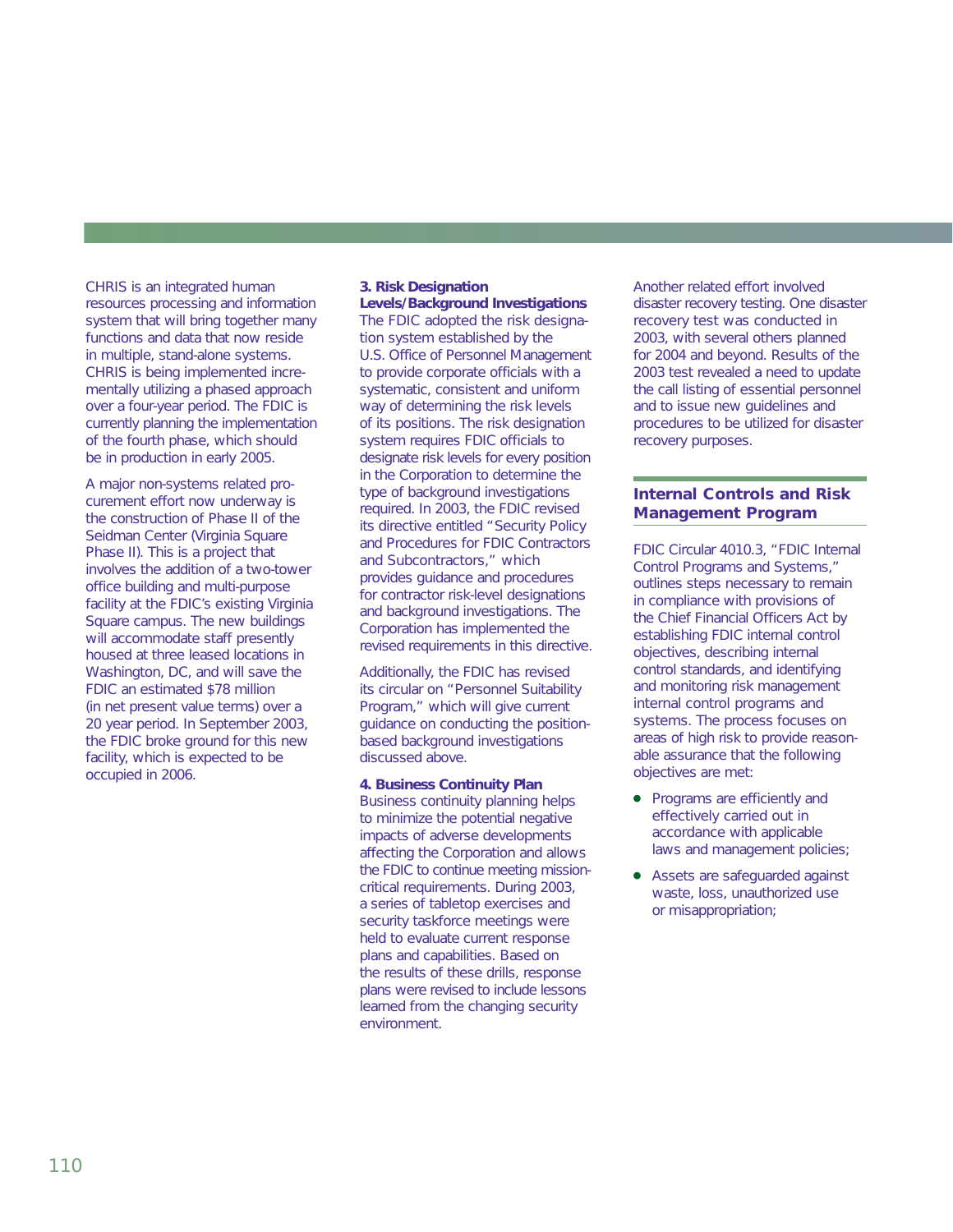CHRIS is an integrated human resources processing and information system that will bring together many functions and data that now reside in multiple, stand-alone systems. CHRIS is being implemented incrementally utilizing a phased approach over a four-year period. The FDIC is currently planning the implementation of the fourth phase, which should be in production in early 2005.

A major non-systems related procurement effort now underway is the construction of Phase II of the Seidman Center (Virginia Square Phase II). This is a project that involves the addition of a two-tower office building and multi-purpose facility at the FDIC's existing Virginia Square campus. The new buildings will accommodate staff presently housed at three leased locations in Washington, DC, and will save the FDIC an estimated $78 million (in net present value terms) over a 20 year period. In September 2003, the FDIC broke ground for this new facility, which is expected to be occupied in 2006.

**3. Risk Designation Levels/Background Investigations**
The FDIC adopted the risk designation system established by the U.S. Office of Personnel Management to provide corporate officials with a systematic, consistent and uniform way of determining the risk levels of its positions. The risk designation system requires FDIC officials to designate risk levels for every position in the Corporation to determine the type of background investigations required. In 2003, the FDIC revised its directive entitled "Security Policy and Procedures for FDIC Contractors and Subcontractors," which provides guidance and procedures for contractor risk-level designations and background investigations. The Corporation has implemented the revised requirements in this directive.

Additionally, the FDIC has revised its circular on "Personnel Suitability Program," which will give current guidance on conducting the position-based background investigations discussed above.

**4. Business Continuity Plan**
Business continuity planning helps to minimize the potential negative impacts of adverse developments affecting the Corporation and allows the FDIC to continue meeting mission-critical requirements. During 2003, a series of tabletop exercises and security taskforce meetings were held to evaluate current response plans and capabilities. Based on the results of these drills, response plans were revised to include lessons learned from the changing security environment.

Another related effort involved disaster recovery testing. One disaster recovery test was conducted in 2003, with several others planned for 2004 and beyond. Results of the 2003 test revealed a need to update the call listing of essential personnel and to issue new guidelines and procedures to be utilized for disaster recovery purposes.

## Internal Controls and Risk Management Program

FDIC Circular 4010.3, "FDIC Internal Control Programs and Systems," outlines steps necessary to remain in compliance with provisions of the Chief Financial Officers Act by establishing FDIC internal control objectives, describing internal control standards, and identifying and monitoring risk management internal control programs and systems. The process focuses on areas of high risk to provide reasonable assurance that the following objectives are met:

- Programs are efficiently and effectively carried out in accordance with applicable laws and management policies;
- Assets are safeguarded against waste, loss, unauthorized use or misappropriation;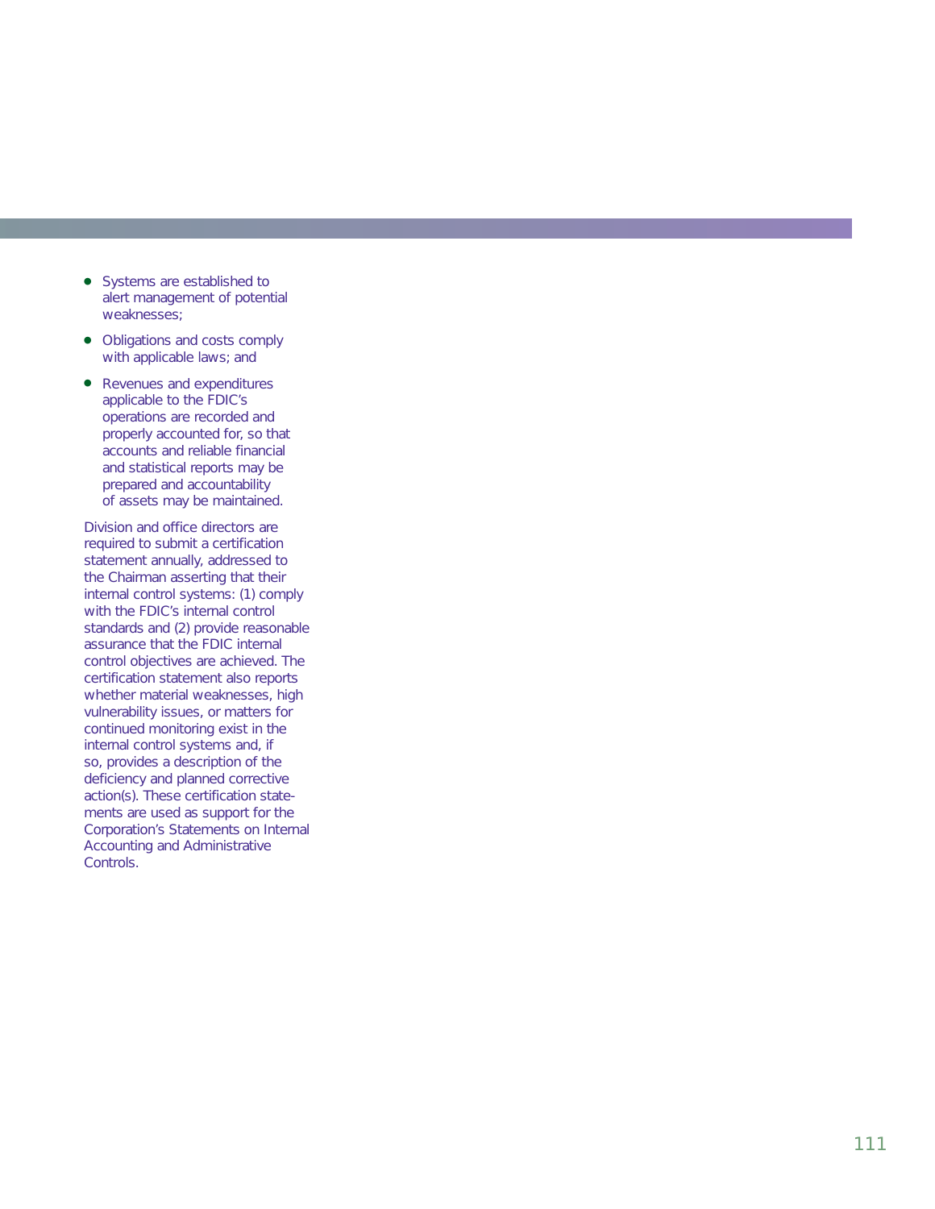- Systems are established to alert management of potential weaknesses;
- Obligations and costs comply with applicable laws; and
- Revenues and expenditures applicable to the FDIC's operations are recorded and properly accounted for, so that accounts and reliable financial and statistical reports may be prepared and accountability of assets may be maintained.

Division and office directors are required to submit a certification statement annually, addressed to the Chairman asserting that their internal control systems: (1) comply with the FDIC's internal control standards and (2) provide reasonable assurance that the FDIC internal control objectives are achieved. The certification statement also reports whether material weaknesses, high vulnerability issues, or matters for continued monitoring exist in the internal control systems and, if so, provides a description of the deficiency and planned corrective action(s). These certification statements are used as support for the Corporation's Statements on Internal Accounting and Administrative Controls.